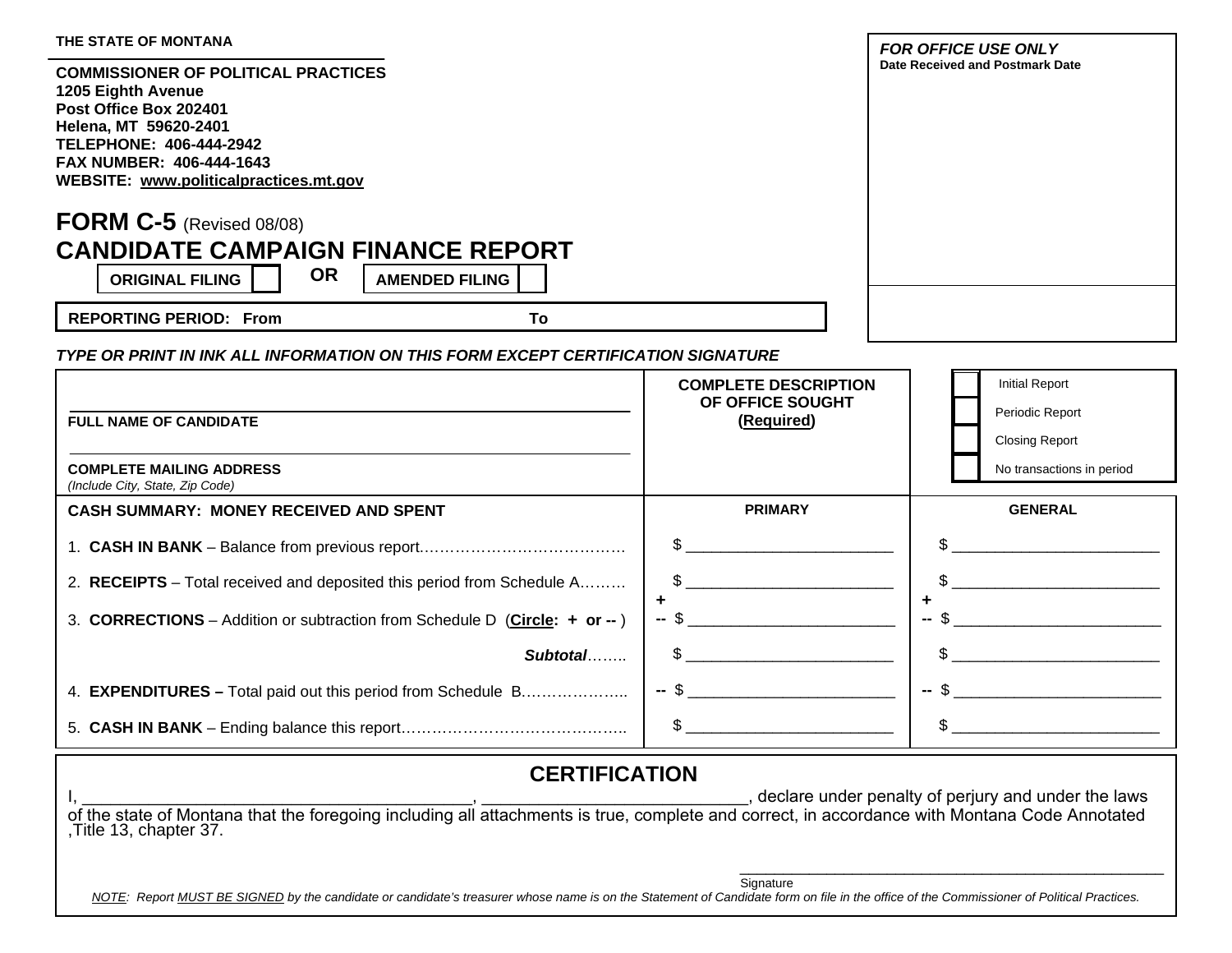THE STATE OF MONTANA

**COMMISSIONER OF POLITICAL PRACTICES**
**1205 Eighth Avenue**
**Post Office Box 202401**
**Helena, MT 59620-2401**
**TELEPHONE: 406-444-2942**
**FAX NUMBER: 406-444-1643**
**WEBSITE: www.politicalpractices.mt.gov**

*FOR OFFICE USE ONLY*
**Date Received and Postmark Date**

# FORM C-5 (Revised 08/08)
# CANDIDATE CAMPAIGN FINANCE REPORT

**ORIGINAL FILING** ☐ **OR** **AMENDED FILING** ☐

**REPORTING PERIOD: From** ______ **To** ______

***TYPE OR PRINT IN INK ALL INFORMATION ON THIS FORM EXCEPT CERTIFICATION SIGNATURE***

| **FULL NAME OF CANDIDATE** | **COMPLETE DESCRIPTION OF OFFICE SOUGHT (Required)** | ☐ Initial Report<br>☐ Periodic Report<br>☐ Closing Report<br>☐ No transactions in period |
|---|---|---|
| **COMPLETE MAILING ADDRESS** *(Include City, State, Zip Code)* | | |
| **CASH SUMMARY: MONEY RECEIVED AND SPENT** | **PRIMARY** | **GENERAL** |
| 1. **CASH IN BANK** – Balance from previous report…………………………………… | $ ________________________ | $ ________________________ |
| 2. **RECEIPTS** – Total received and deposited this period from Schedule A……… | $ ________________________ | $ ________________________ |
| 3. **CORRECTIONS** – Addition or subtraction from Schedule D (**Circle: + or --**) | + -- $ ________________________ | + -- $ ________________________ |
| ***Subtotal***…….. | $ ________________________ | $ ________________________ |
| 4. **EXPENDITURES –** Total paid out this period from Schedule B……………….. | -- $ ________________________ | -- $ ________________________ |
| 5. **CASH IN BANK** – Ending balance this report…………………………………….. | $ ________________________ | $ ________________________ |

## CERTIFICATION

I, ________________________________________, ___________________________, declare under penalty of perjury and under the laws of the state of Montana that the foregoing including all attachments is true, complete and correct, in accordance with Montana Code Annotated ,Title 13, chapter 37.

_______________________________________________
Signature

*NOTE: Report MUST BE SIGNED by the candidate or candidate's treasurer whose name is on the Statement of Candidate form on file in the office of the Commissioner of Political Practices.*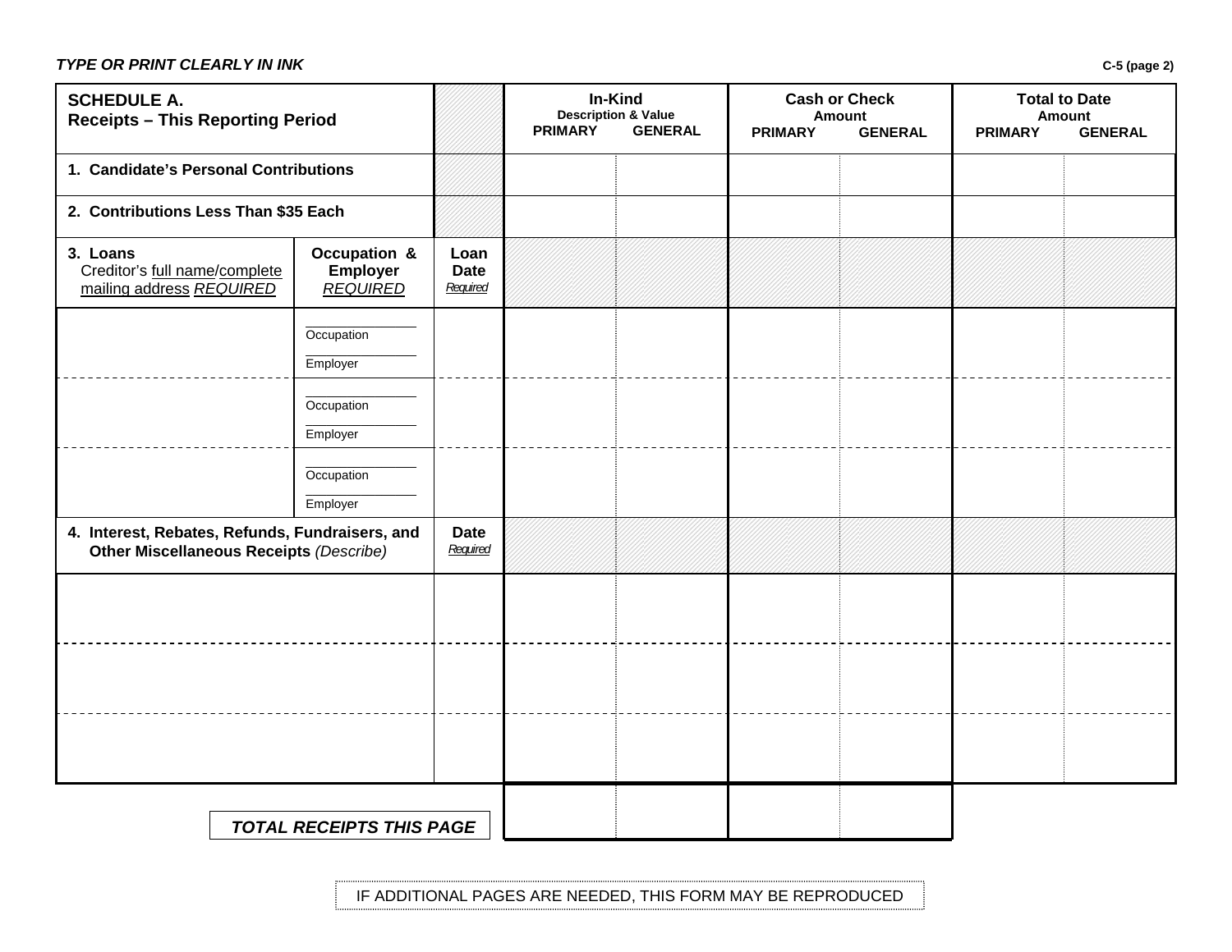*TYPE OR PRINT CLEARLY IN INK*

C-5 (page 2)

| **SCHEDULE A. Receipts – This Reporting Period** | | | **In-Kind** Description & Value PRIMARY | GENERAL | **Cash or Check** Amount PRIMARY | GENERAL | **Total to Date** Amount PRIMARY | GENERAL |
|---|---|---|---|---|---|---|---|---|
| **1. Candidate's Personal Contributions** | | | | | | | | |
| **2. Contributions Less Than $35 Each** | | | | | | | | |
| **3. Loans** Creditor's full name/complete mailing address *REQUIRED* | **Occupation & Employer** *REQUIRED* | **Loan Date** *Required* | | | | | | |
| | Occupation<br>Employer | | | | | | | |
| | Occupation<br>Employer | | | | | | | |
| | Occupation<br>Employer | | | | | | | |
| **4. Interest, Rebates, Refunds, Fundraisers, and Other Miscellaneous Receipts** *(Describe)* | | **Date** *Required* | | | | | | |
| | | | | | | | | |
| | | | | | | | | |
| | | | | | | | | |
| ***TOTAL RECEIPTS THIS PAGE*** | | | | | | | | |

IF ADDITIONAL PAGES ARE NEEDED, THIS FORM MAY BE REPRODUCED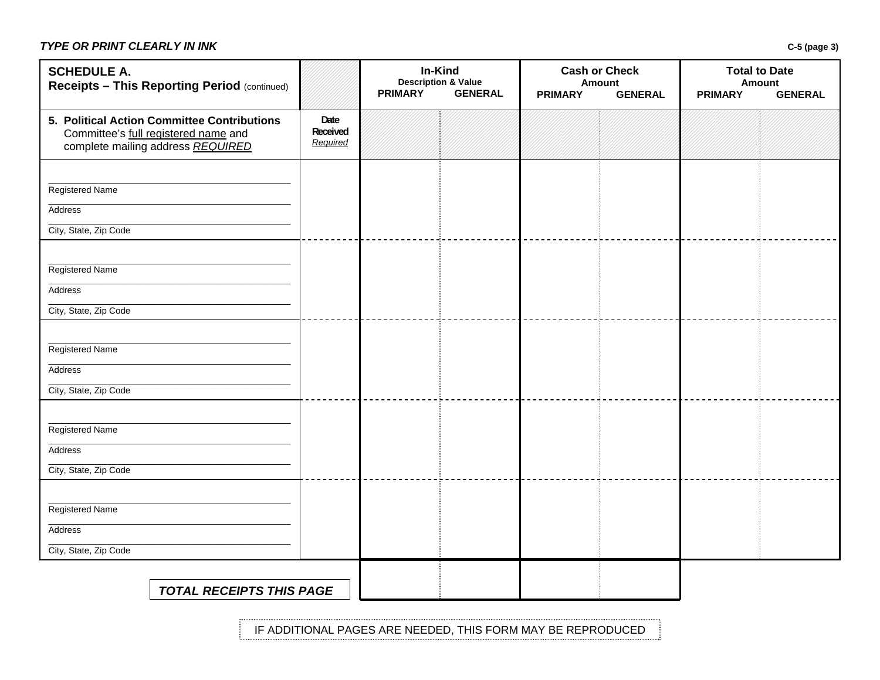*TYPE OR PRINT CLEARLY IN INK*

C-5 (page 3)

| **SCHEDULE A.** **Receipts – This Reporting Period** (continued) | | **In-Kind** Description & Value | | **Cash or Check** Amount | | **Total to Date** Amount | |
|---|---|---|---|---|---|---|---|
| | | **PRIMARY** | **GENERAL** | **PRIMARY** | **GENERAL** | **PRIMARY** | **GENERAL** |
| **5. Political Action Committee Contributions** Committee's full registered name and complete mailing address ***REQUIRED*** | **Date Received** *Required* | | | | | | |
| Registered Name<br>Address<br>City, State, Zip Code | | | | | | | |
| Registered Name<br>Address<br>City, State, Zip Code | | | | | | | |
| Registered Name<br>Address<br>City, State, Zip Code | | | | | | | |
| Registered Name<br>Address<br>City, State, Zip Code | | | | | | | |
| Registered Name<br>Address<br>City, State, Zip Code | | | | | | | |
| ***TOTAL RECEIPTS THIS PAGE*** | | | | | | | |

IF ADDITIONAL PAGES ARE NEEDED, THIS FORM MAY BE REPRODUCED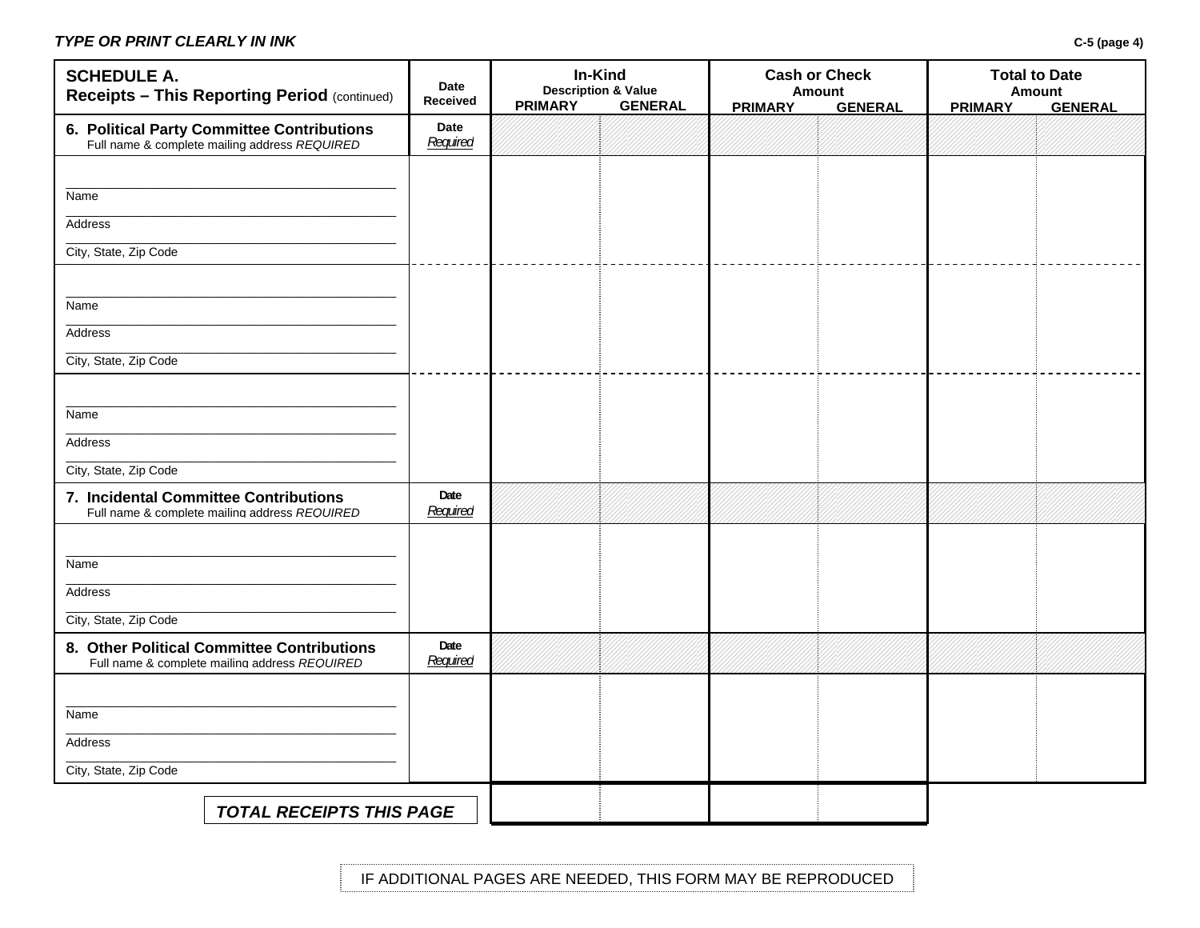*TYPE OR PRINT CLEARLY IN INK*

C-5 (page 4)

| **SCHEDULE A. Receipts – This Reporting Period** (continued) | **Date Received** | **In-Kind** Description & Value | | **Cash or Check** Amount | | **Total to Date** Amount | |
|---|---|---|---|---|---|---|---|
| | | **PRIMARY** | **GENERAL** | **PRIMARY** | **GENERAL** | **PRIMARY** | **GENERAL** |
| **6. Political Party Committee Contributions** Full name & complete mailing address *REQUIRED* | **Date** *Required* | | | | | | |
| Name<br>Address<br>City, State, Zip Code | | | | | | | |
| Name<br>Address<br>City, State, Zip Code | | | | | | | |
| Name<br>Address<br>City, State, Zip Code | | | | | | | |
| **7. Incidental Committee Contributions** Full name & complete mailing address *REQUIRED* | **Date** *Required* | | | | | | |
| Name<br>Address<br>City, State, Zip Code | | | | | | | |
| **8. Other Political Committee Contributions** Full name & complete mailing address *REQUIRED* | **Date** *Required* | | | | | | |
| Name<br>Address<br>City, State, Zip Code | | | | | | | |
| ***TOTAL RECEIPTS THIS PAGE*** | | | | | | | |

IF ADDITIONAL PAGES ARE NEEDED, THIS FORM MAY BE REPRODUCED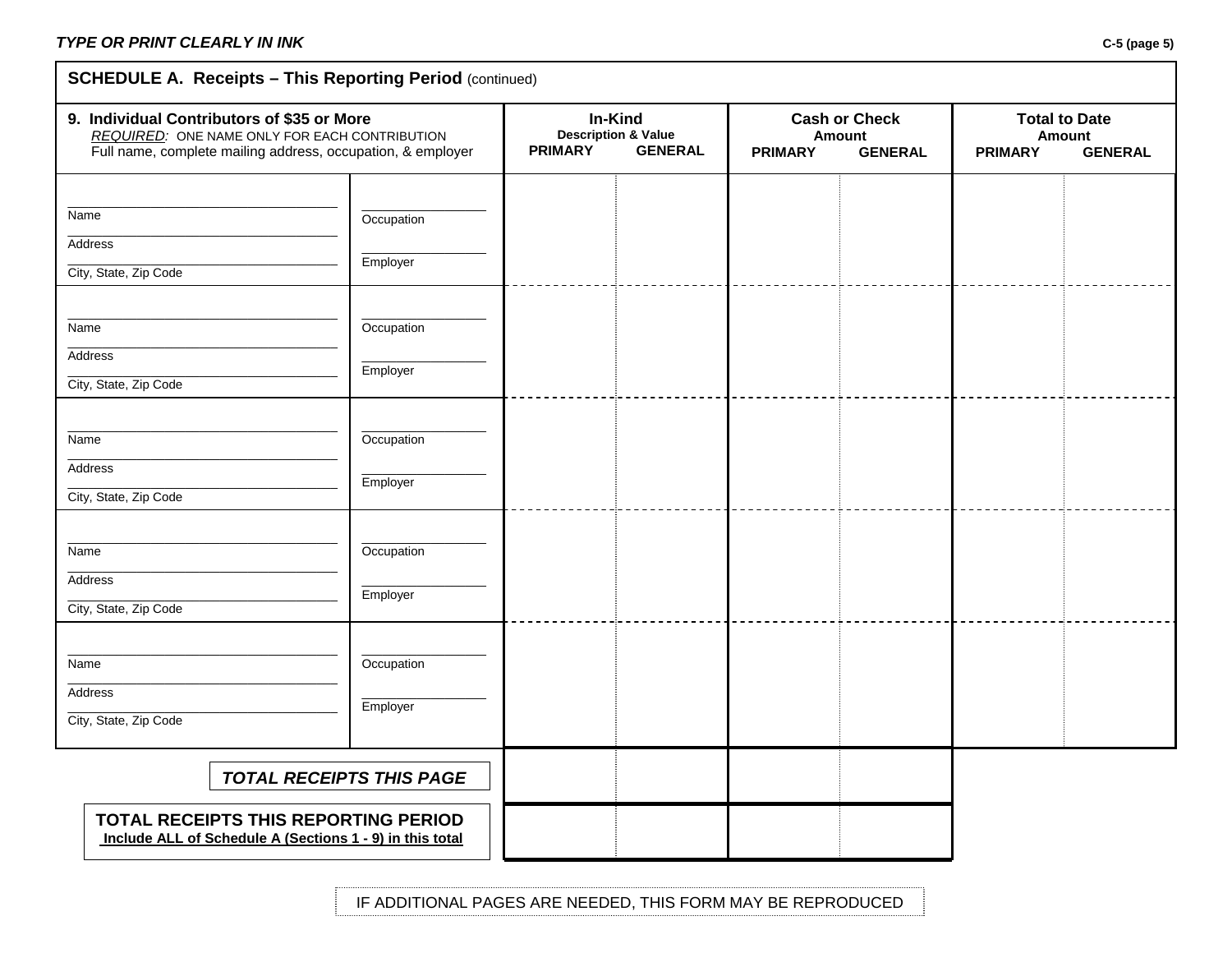*TYPE OR PRINT CLEARLY IN INK*

C-5 (page 5)

## SCHEDULE A. Receipts – This Reporting Period (continued)

| 9. Individual Contributors of $35 or More<br>*REQUIRED:* ONE NAME ONLY FOR EACH CONTRIBUTION<br>Full name, complete mailing address, occupation, & employer | | In-Kind<br>Description & Value | | Cash or Check<br>Amount | | Total to Date<br>Amount | |
|---|---|---|---|---|---|---|---|
| | | PRIMARY | GENERAL | PRIMARY | GENERAL | PRIMARY | GENERAL |
| Name<br>Address<br>City, State, Zip Code | Occupation<br>Employer | | | | | | |
| Name<br>Address<br>City, State, Zip Code | Occupation<br>Employer | | | | | | |
| Name<br>Address<br>City, State, Zip Code | Occupation<br>Employer | | | | | | |
| Name<br>Address<br>City, State, Zip Code | Occupation<br>Employer | | | | | | |
| Name<br>Address<br>City, State, Zip Code | Occupation<br>Employer | | | | | | |
| ***TOTAL RECEIPTS THIS PAGE*** | | | | | | | |
| **TOTAL RECEIPTS THIS REPORTING PERIOD**<br>**Include ALL of Schedule A (Sections 1 - 9) in this total** | | | | | | | |

IF ADDITIONAL PAGES ARE NEEDED, THIS FORM MAY BE REPRODUCED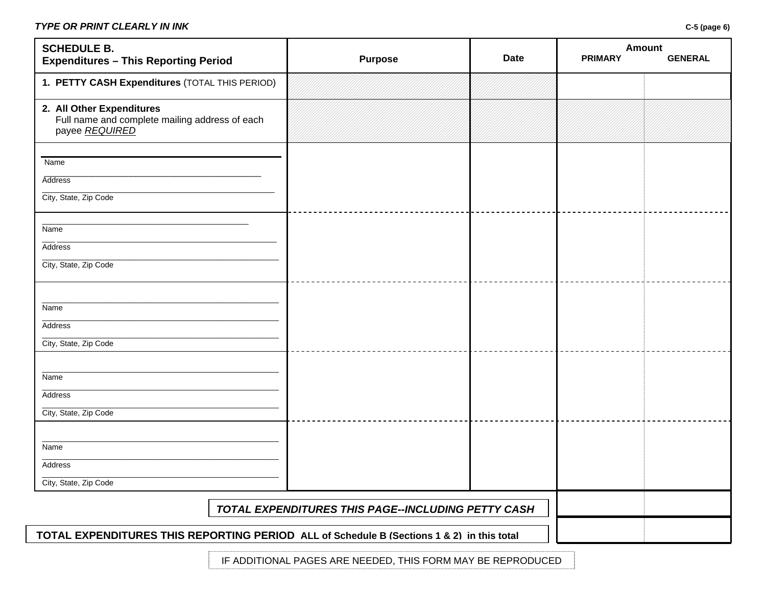*TYPE OR PRINT CLEARLY IN INK*

C-5 (page 6)

| **SCHEDULE B. Expenditures – This Reporting Period** | **Purpose** | **Date** | **Amount PRIMARY** | **GENERAL** |
|---|---|---|---|---|
| **1. PETTY CASH Expenditures** (TOTAL THIS PERIOD) | | | | |
| **2. All Other Expenditures** Full name and complete mailing address of each payee *REQUIRED* | | | | |
| Name<br>Address<br>City, State, Zip Code | | | | |
| Name<br>Address<br>City, State, Zip Code | | | | |
| Name<br>Address<br>City, State, Zip Code | | | | |
| Name<br>Address<br>City, State, Zip Code | | | | |
| Name<br>Address<br>City, State, Zip Code | | | | |

| | PRIMARY | GENERAL |
|---|---|---|
| ***TOTAL EXPENDITURES THIS PAGE--INCLUDING PETTY CASH*** | | |
| **TOTAL EXPENDITURES THIS REPORTING PERIOD ALL of Schedule B (Sections 1 & 2) in this total** | | |

IF ADDITIONAL PAGES ARE NEEDED, THIS FORM MAY BE REPRODUCED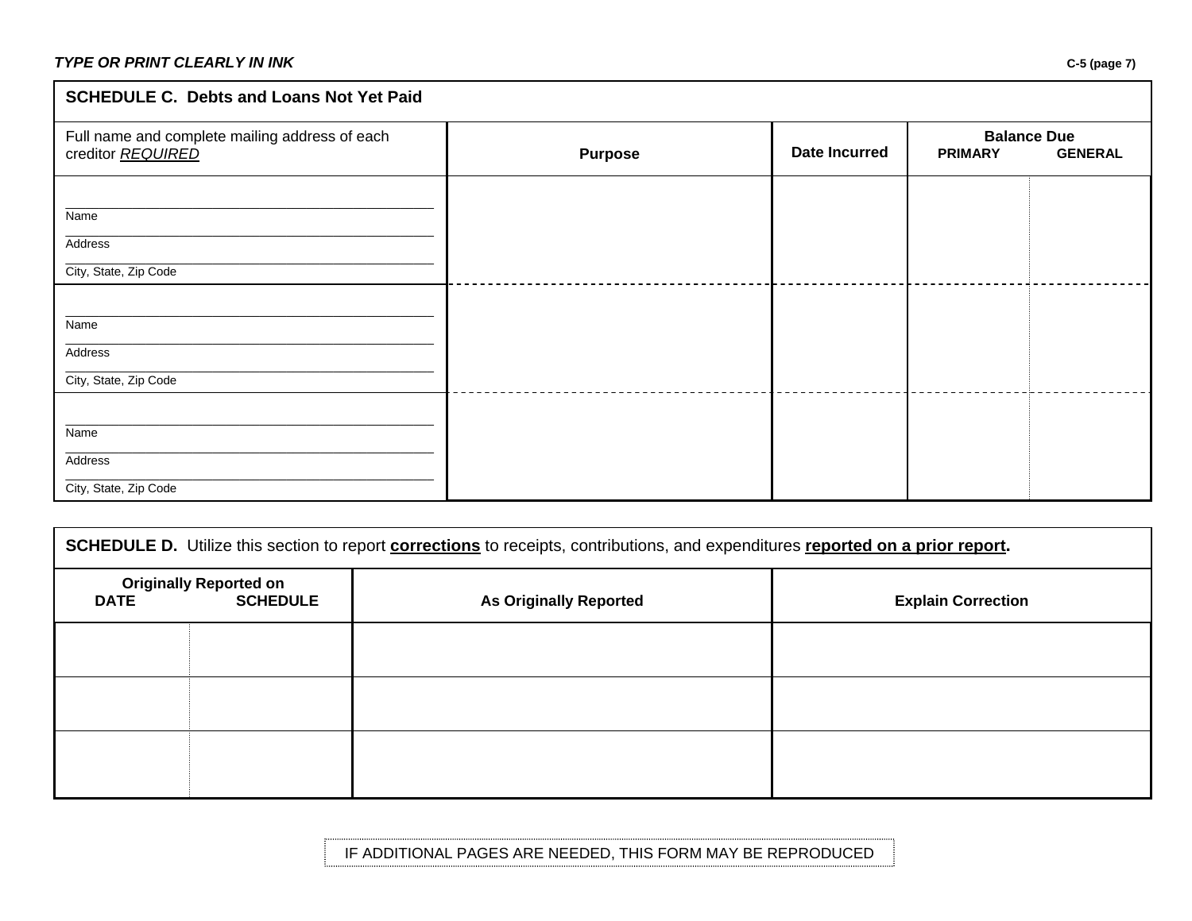*TYPE OR PRINT CLEARLY IN INK*

C-5 (page 7)

## SCHEDULE C. Debts and Loans Not Yet Paid

| Full name and complete mailing address of each creditor *REQUIRED* | Purpose | Date Incurred | Balance Due PRIMARY | Balance Due GENERAL |
|---|---|---|---|---|
| Name<br>Address<br>City, State, Zip Code | | | | |
| Name<br>Address<br>City, State, Zip Code | | | | |
| Name<br>Address<br>City, State, Zip Code | | | | |

## SCHEDULE D. Utilize this section to report **corrections** to receipts, contributions, and expenditures **reported on a prior report**.

| Originally Reported on DATE | Originally Reported on SCHEDULE | As Originally Reported | Explain Correction |
|---|---|---|---|
| | | | |
| | | | |
| | | | |

IF ADDITIONAL PAGES ARE NEEDED, THIS FORM MAY BE REPRODUCED